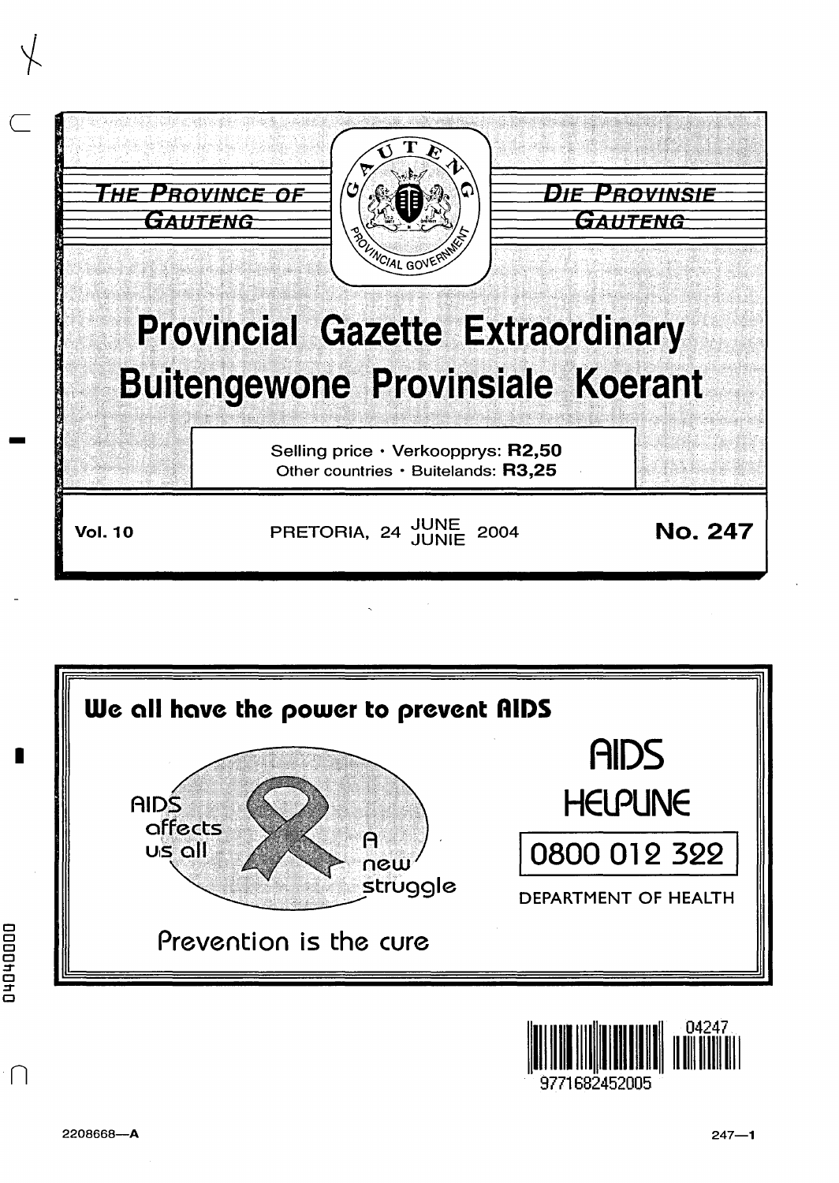THE PROVINCE OF GAUTENG

DIE PROVINSIE GAUTENG

# Provincial Gazette Extraordinary
# Buitengewone Provinsiale Koerant

Selling price · Verkoopprys: **R2,50**
Other countries · Buitelands: **R3,25**

**Vol. 10** PRETORIA, 24 JUNE JUNIE 2004 **No. 247**

**We all have the power to prevent AIDS**

AIDS affects us all

A new struggle

Prevention is the cure

AIDS HELPLINE

0800 012 322

DEPARTMENT OF HEALTH

2208668—A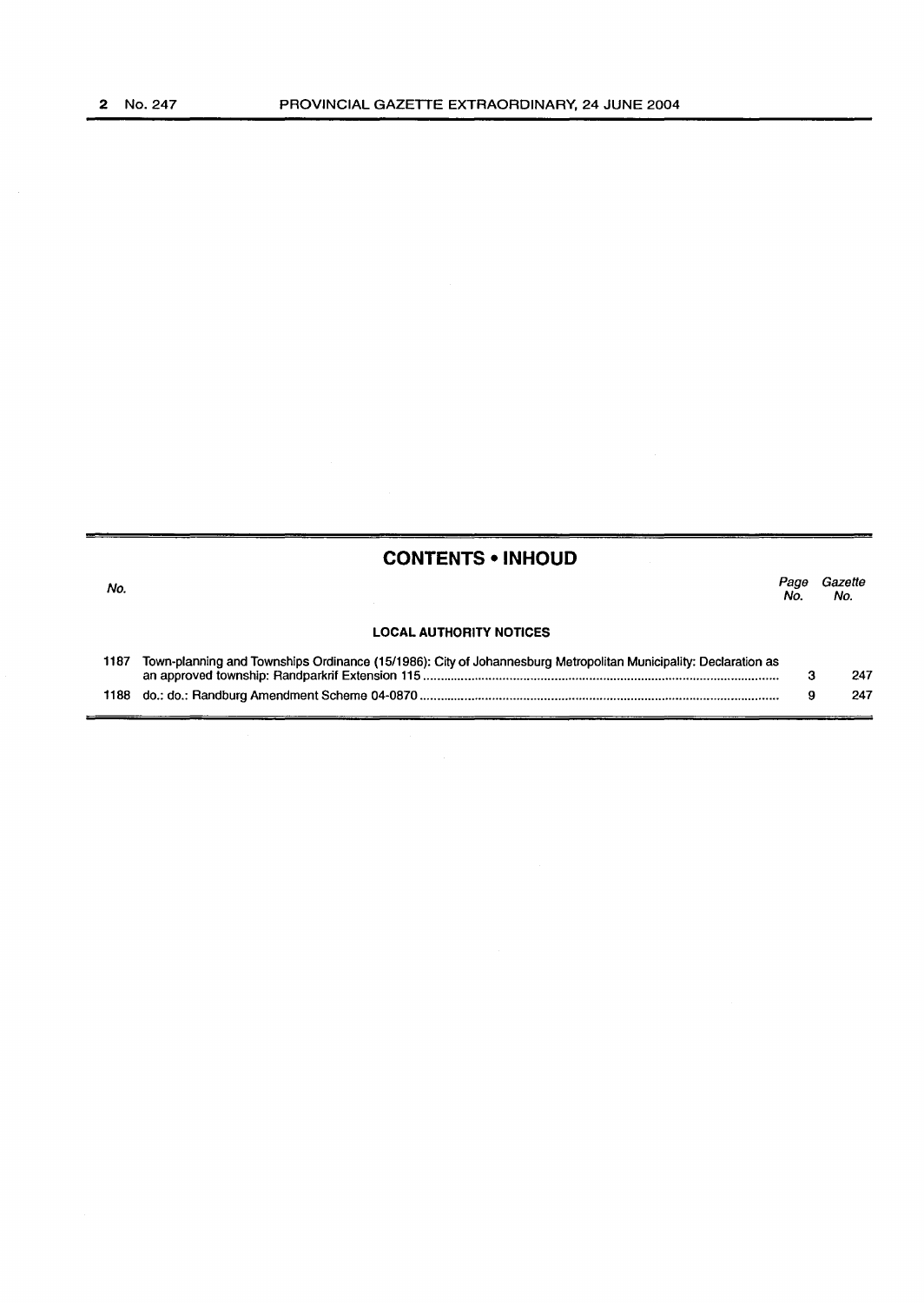## CONTENTS • INHOUD

| No. | | Page No. | Gazette No. |
|---|---|---|---|
| | **LOCAL AUTHORITY NOTICES** | | |
| 1187 | Town-planning and Townships Ordinance (15/1986): City of Johannesburg Metropolitan Municipality: Declaration as an approved township: Randparkrif Extension 115 | 3 | 247 |
| 1188 | do.: do.: Randburg Amendment Scheme 04-0870 | 9 | 247 |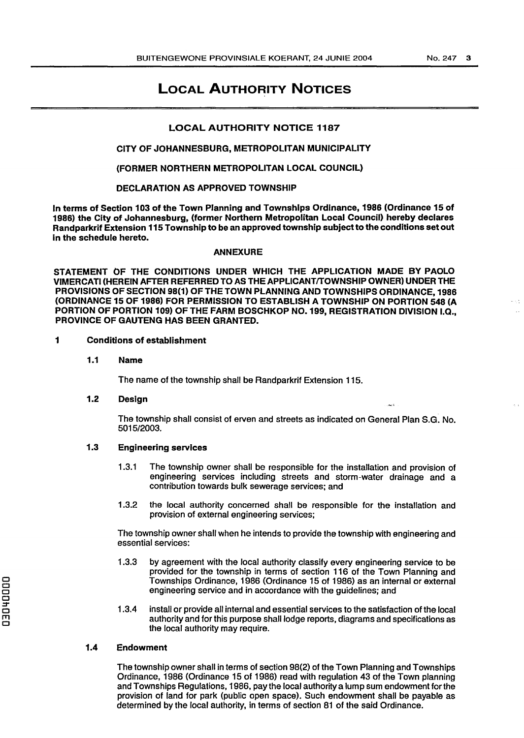# LOCAL AUTHORITY NOTICES

## LOCAL AUTHORITY NOTICE 1187

**CITY OF JOHANNESBURG, METROPOLITAN MUNICIPALITY**

**(FORMER NORTHERN METROPOLITAN LOCAL COUNCIL)**

**DECLARATION AS APPROVED TOWNSHIP**

**In terms of Section 103 of the Town Planning and Townships Ordinance, 1986 (Ordinance 15 of 1986) the City of Johannesburg, (former Northern Metropolitan Local Council) hereby declares Randparkrif Extension 115 Township to be an approved township subject to the conditions set out in the schedule hereto.**

**ANNEXURE**

**STATEMENT OF THE CONDITIONS UNDER WHICH THE APPLICATION MADE BY PAOLO VIMERCATI (HEREIN AFTER REFERRED TO AS THE APPLICANT/TOWNSHIP OWNER) UNDER THE PROVISIONS OF SECTION 98(1) OF THE TOWN PLANNING AND TOWNSHIPS ORDINANCE, 1986 (ORDINANCE 15 OF 1986) FOR PERMISSION TO ESTABLISH A TOWNSHIP ON PORTION 548 (A PORTION OF PORTION 109) OF THE FARM BOSCHKOP NO. 199, REGISTRATION DIVISION I.Q., PROVINCE OF GAUTENG HAS BEEN GRANTED.**

**1 Conditions of establishment**

**1.1 Name**

The name of the township shall be Randparkrif Extension 115.

**1.2 Design**

The township shall consist of erven and streets as indicated on General Plan S.G. No. 5015/2003.

**1.3 Engineering services**

1.3.1 The township owner shall be responsible for the installation and provision of engineering services including streets and storm-water drainage and a contribution towards bulk sewerage services; and

1.3.2 the local authority concerned shall be responsible for the installation and provision of external engineering services;

The township owner shall when he intends to provide the township with engineering and essential services:

1.3.3 by agreement with the local authority classify every engineering service to be provided for the township in terms of section 116 of the Town Planning and Townships Ordinance, 1986 (Ordinance 15 of 1986) as an internal or external engineering service and in accordance with the guidelines; and

1.3.4 install or provide all internal and essential services to the satisfaction of the local authority and for this purpose shall lodge reports, diagrams and specifications as the local authority may require.

**1.4 Endowment**

The township owner shall in terms of section 98(2) of the Town Planning and Townships Ordinance, 1986 (Ordinance 15 of 1986) read with regulation 43 of the Town planning and Townships Regulations, 1986, pay the local authority a lump sum endowment for the provision of land for park (public open space). Such endowment shall be payable as determined by the local authority, in terms of section 81 of the said Ordinance.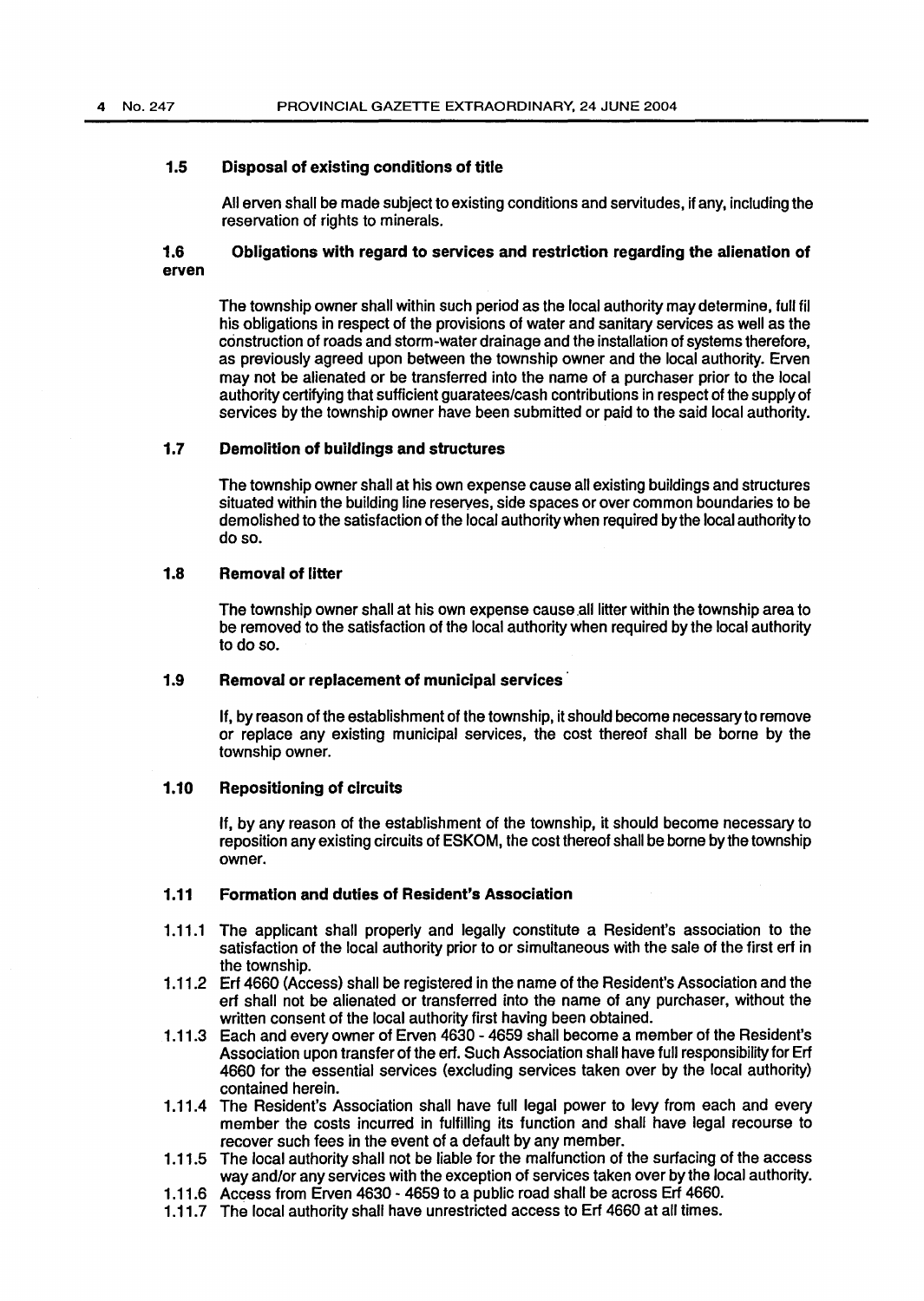### 1.5 Disposal of existing conditions of title

All erven shall be made subject to existing conditions and servitudes, if any, including the reservation of rights to minerals.

### 1.6 Obligations with regard to services and restriction regarding the alienation of erven

The township owner shall within such period as the local authority may determine, full fil his obligations in respect of the provisions of water and sanitary services as well as the construction of roads and storm-water drainage and the installation of systems therefore, as previously agreed upon between the township owner and the local authority. Erven may not be alienated or be transferred into the name of a purchaser prior to the local authority certifying that sufficient guaratees/cash contributions in respect of the supply of services by the township owner have been submitted or paid to the said local authority.

### 1.7 Demolition of buildings and structures

The township owner shall at his own expense cause all existing buildings and structures situated within the building line reserves, side spaces or over common boundaries to be demolished to the satisfaction of the local authority when required by the local authority to do so.

### 1.8 Removal of litter

The township owner shall at his own expense cause all litter within the township area to be removed to the satisfaction of the local authority when required by the local authority to do so.

### 1.9 Removal or replacement of municipal services

If, by reason of the establishment of the township, it should become necessary to remove or replace any existing municipal services, the cost thereof shall be borne by the township owner.

### 1.10 Repositioning of circuits

If, by any reason of the establishment of the township, it should become necessary to reposition any existing circuits of ESKOM, the cost thereof shall be borne by the township owner.

### 1.11 Formation and duties of Resident's Association

1.11.1 The applicant shall properly and legally constitute a Resident's association to the satisfaction of the local authority prior to or simultaneous with the sale of the first erf in the township.

1.11.2 Erf 4660 (Access) shall be registered in the name of the Resident's Association and the erf shall not be alienated or transferred into the name of any purchaser, without the written consent of the local authority first having been obtained.

1.11.3 Each and every owner of Erven 4630 - 4659 shall become a member of the Resident's Association upon transfer of the erf. Such Association shall have full responsibility for Erf 4660 for the essential services (excluding services taken over by the local authority) contained herein.

1.11.4 The Resident's Association shall have full legal power to levy from each and every member the costs incurred in fulfilling its function and shall have legal recourse to recover such fees in the event of a default by any member.

1.11.5 The local authority shall not be liable for the malfunction of the surfacing of the access way and/or any services with the exception of services taken over by the local authority.

1.11.6 Access from Erven 4630 - 4659 to a public road shall be across Erf 4660.

1.11.7 The local authority shall have unrestricted access to Erf 4660 at all times.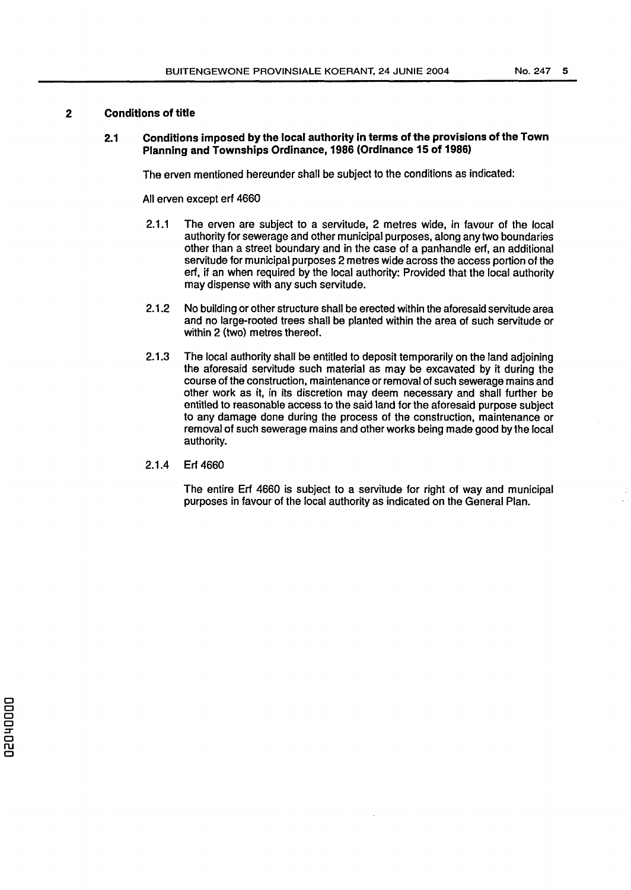## 2 Conditions of title

### 2.1 Conditions imposed by the local authority in terms of the provisions of the Town Planning and Townships Ordinance, 1986 (Ordinance 15 of 1986)

The erven mentioned hereunder shall be subject to the conditions as indicated:

All erven except erf 4660

2.1.1 The erven are subject to a servitude, 2 metres wide, in favour of the local authority for sewerage and other municipal purposes, along any two boundaries other than a street boundary and in the case of a panhandle erf, an additional servitude for municipal purposes 2 metres wide across the access portion of the erf, if an when required by the local authority: Provided that the local authority may dispense with any such servitude.

2.1.2 No building or other structure shall be erected within the aforesaid servitude area and no large-rooted trees shall be planted within the area of such servitude or within 2 (two) metres thereof.

2.1.3 The local authority shall be entitled to deposit temporarily on the land adjoining the aforesaid servitude such material as may be excavated by it during the course of the construction, maintenance or removal of such sewerage mains and other work as it, in its discretion may deem necessary and shall further be entitled to reasonable access to the said land for the aforesaid purpose subject to any damage done during the process of the construction, maintenance or removal of such sewerage mains and other works being made good by the local authority.

2.1.4 Erf 4660

The entire Erf 4660 is subject to a servitude for right of way and municipal purposes in favour of the local authority as indicated on the General Plan.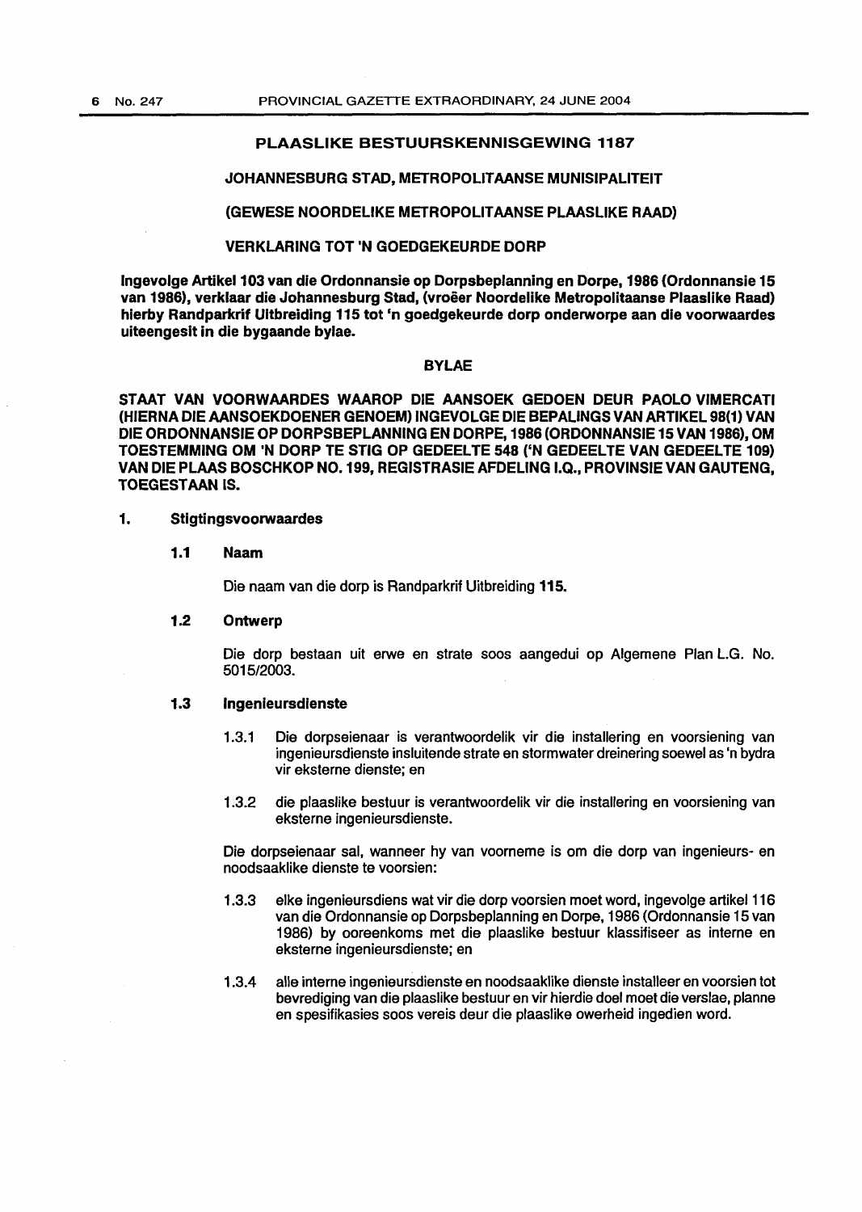## PLAASLIKE BESTUURSKENNISGEWING 1187

### JOHANNESBURG STAD, METROPOLITAANSE MUNISIPALITEIT

### (GEWESE NOORDELIKE METROPOLITAANSE PLAASLIKE RAAD)

### VERKLARING TOT 'N GOEDGEKEURDE DORP

**Ingevolge Artikel 103 van die Ordonnansie op Dorpsbeplanning en Dorpe, 1986 (Ordonnansie 15 van 1986), verklaar die Johannesburg Stad, (vroeër Noordelike Metropolitaanse Plaaslike Raad) hierby Randparkrif Uitbreiding 115 tot 'n goedgekeurde dorp onderworpe aan die voorwaardes uiteengesit in die bygaande bylae.**

### BYLAE

**STAAT VAN VOORWAARDES WAAROP DIE AANSOEK GEDOEN DEUR PAOLO VIMERCATI (HIERNA DIE AANSOEKDOENER GENOEM) INGEVOLGE DIE BEPALINGS VAN ARTIKEL 98(1) VAN DIE ORDONNANSIE OP DORPSBEPLANNING EN DORPE, 1986 (ORDONNANSIE 15 VAN 1986), OM TOESTEMMING OM 'N DORP TE STIG OP GEDEELTE 548 ('N GEDEELTE VAN GEDEELTE 109) VAN DIE PLAAS BOSCHKOP NO. 199, REGISTRASIE AFDELING I.Q., PROVINSIE VAN GAUTENG, TOEGESTAAN IS.**

**1. Stigtingsvoorwaardes**

**1.1 Naam**

Die naam van die dorp is Randparkrif Uitbreiding **115.**

**1.2 Ontwerp**

Die dorp bestaan uit erwe en strate soos aangedui op Algemene Plan L.G. No. 5015/2003.

**1.3 Ingenieursdienste**

1.3.1 Die dorpseienaar is verantwoordelik vir die installering en voorsiening van ingenieursdienste insluitende strate en stormwater dreinering soewel as 'n bydra vir eksterne dienste; en

1.3.2 die plaaslike bestuur is verantwoordelik vir die installering en voorsiening van eksterne ingenieursdienste.

Die dorpseienaar sal, wanneer hy van voorneme is om die dorp van ingenieurs- en noodsaaklike dienste te voorsien:

1.3.3 elke ingenieursdiens wat vir die dorp voorsien moet word, ingevolge artikel 116 van die Ordonnansie op Dorpsbeplanning en Dorpe, 1986 (Ordonnansie 15 van 1986) by ooreenkoms met die plaaslike bestuur klassifiseer as interne en eksterne ingenieursdienste; en

1.3.4 alle interne ingenieursdienste en noodsaaklike dienste installeer en voorsien tot bevrediging van die plaaslike bestuur en vir hierdie doel moet die verslae, planne en spesifikasies soos vereis deur die plaaslike owerheid ingedien word.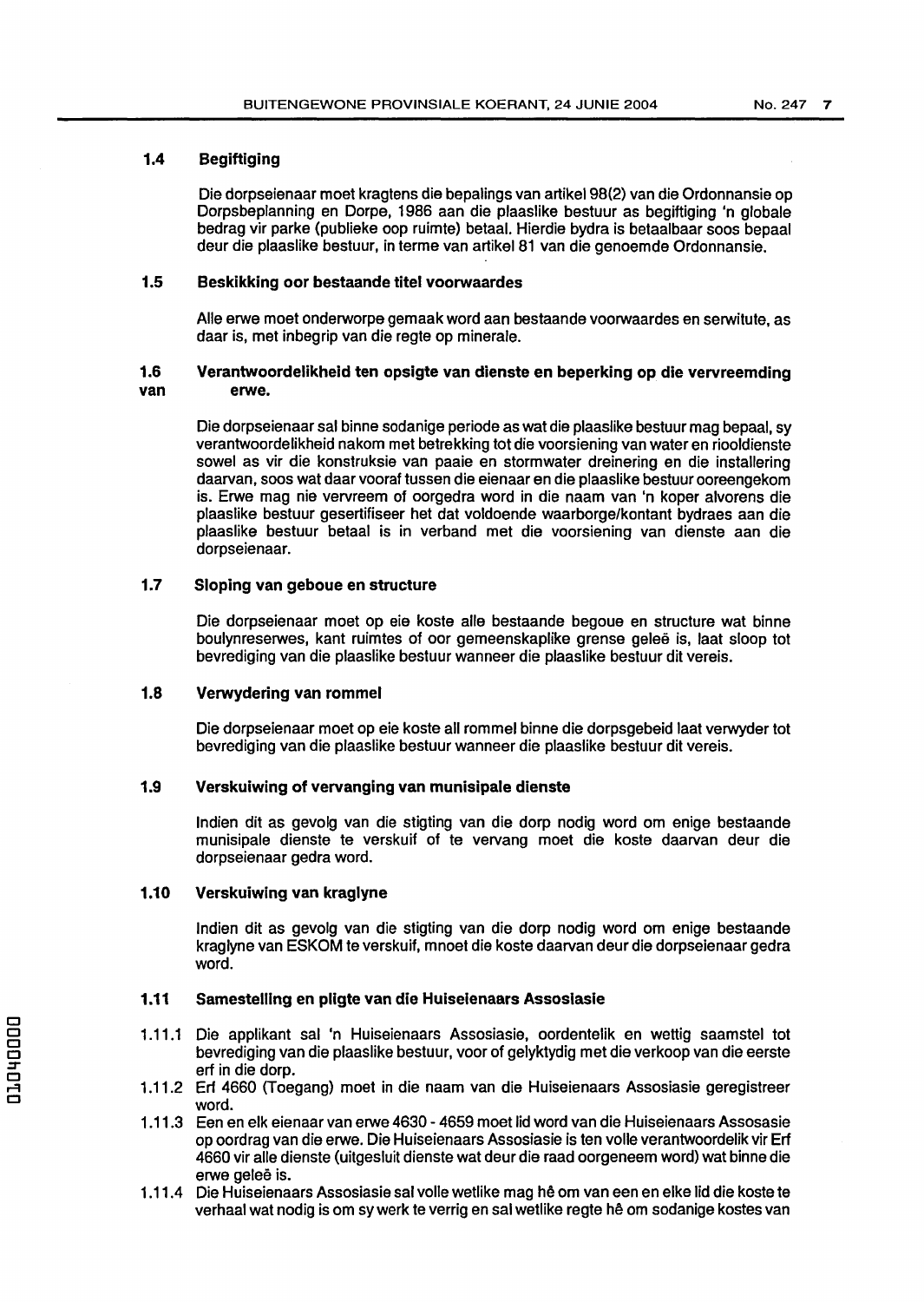### 1.4 Begiftiging

Die dorpseienaar moet kragtens die bepalings van artikel 98(2) van die Ordonnansie op Dorpsbeplanning en Dorpe, 1986 aan die plaaslike bestuur as begiftiging 'n globale bedrag vir parke (publieke oop ruimte) betaal. Hierdie bydra is betaalbaar soos bepaal deur die plaaslike bestuur, in terme van artikel 81 van die genoemde Ordonnansie.

### 1.5 Beskikking oor bestaande titel voorwaardes

Alle erwe moet onderworpe gemaak word aan bestaande voorwaardes en serwitute, as daar is, met inbegrip van die regte op minerale.

### 1.6 Verantwoordelikheid ten opsigte van dienste en beperking op die vervreemding van erwe.

Die dorpseienaar sal binne sodanige periode as wat die plaaslike bestuur mag bepaal, sy verantwoordelikheid nakom met betrekking tot die voorsiening van water en riooldienste sowel as vir die konstruksie van paaie en stormwater dreinering en die installering daarvan, soos wat daar vooraf tussen die eienaar en die plaaslike bestuur ooreengekom is. Erwe mag nie vervreem of oorgedra word in die naam van 'n koper alvorens die plaaslike bestuur gesertifiseer het dat voldoende waarborge/kontant bydraes aan die plaaslike bestuur betaal is in verband met die voorsiening van dienste aan die dorpseienaar.

### 1.7 Sloping van geboue en structure

Die dorpseienaar moet op eie koste alle bestaande begoue en structure wat binne boulynreserwes, kant ruimtes of oor gemeenskaplike grense geleë is, laat sloop tot bevrediging van die plaaslike bestuur wanneer die plaaslike bestuur dit vereis.

### 1.8 Verwydering van rommel

Die dorpseienaar moet op eie koste all rommel binne die dorpsgebeid laat verwyder tot bevrediging van die plaaslike bestuur wanneer die plaaslike bestuur dit vereis.

### 1.9 Verskuiwing of vervanging van munisipale dienste

Indien dit as gevolg van die stigting van die dorp nodig word om enige bestaande munisipale dienste te verskuif of te vervang moet die koste daarvan deur die dorpseienaar gedra word.

### 1.10 Verskuiwing van kraglyne

Indien dit as gevolg van die stigting van die dorp nodig word om enige bestaande kraglyne van ESKOM te verskuif, mnoet die koste daarvan deur die dorpseienaar gedra word.

### 1.11 Samestelling en pligte van die Huiseienaars Assosiasie

1.11.1 Die applikant sal 'n Huiseienaars Assosiasie, oordentelik en wettig saamstel tot bevrediging van die plaaslike bestuur, voor of gelyktydig met die verkoop van die eerste erf in die dorp.

1.11.2 Erf 4660 (Toegang) moet in die naam van die Huiseienaars Assosiasie geregistreer word.

1.11.3 Een en elk eienaar van erwe 4630 - 4659 moet lid word van die Huiseienaars Assosasie op oordrag van die erwe. Die Huiseienaars Assosiasie is ten volle verantwoordelik vir Erf 4660 vir alle dienste (uitgesluit dienste wat deur die raad oorgeneem word) wat binne die erwe geleë is.

1.11.4 Die Huiseienaars Assosiasie sal volle wetlike mag hê om van een en elke lid die koste te verhaal wat nodig is om sy werk te verrig en sal wetlike regte hê om sodanige kostes van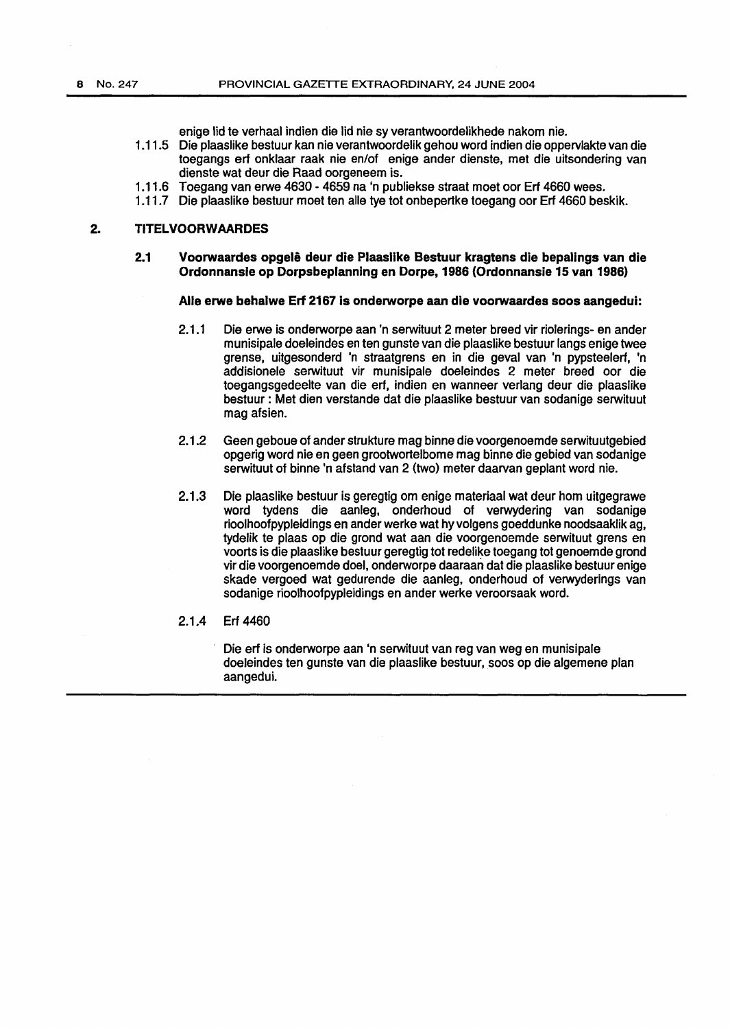enige lid te verhaal indien die lid nie sy verantwoordelikhede nakom nie.

1.11.5 Die plaaslike bestuur kan nie verantwoordelik gehou word indien die oppervlakte van die toegangs erf onklaar raak nie en/of enige ander dienste, met die uitsondering van dienste wat deur die Raad oorgeneem is.

1.11.6 Toegang van erwe 4630 - 4659 na 'n publiekse straat moet oor Erf 4660 wees.

1.11.7 Die plaaslike bestuur moet ten alle tye tot onbepertke toegang oor Erf 4660 beskik.

## 2. TITELVOORWAARDES

### 2.1 Voorwaardes opgelê deur die Plaaslike Bestuur kragtens die bepalings van die Ordonnansie op Dorpsbeplanning en Dorpe, 1986 (Ordonnansie 15 van 1986)

**Alle erwe behalwe Erf 2167 is onderworpe aan die voorwaardes soos aangedui:**

2.1.1 Die erwe is onderworpe aan 'n serwituut 2 meter breed vir riolerings- en ander munisipale doeleindes en ten gunste van die plaaslike bestuur langs enige twee grense, uitgesonderd 'n straatgrens en in die geval van 'n pypsteelerf, 'n addisionele serwituut vir munisipale doeleindes 2 meter breed oor die toegangsgedeelte van die erf, indien en wanneer verlang deur die plaaslike bestuur : Met dien verstande dat die plaaslike bestuur van sodanige serwituut mag afsien.

2.1.2 Geen geboue of ander strukture mag binne die voorgenoemde serwituutgebied opgerig word nie en geen grootwortelbome mag binne die gebied van sodanige serwituut of binne 'n afstand van 2 (two) meter daarvan geplant word nie.

2.1.3 Die plaaslike bestuur is geregtig om enige materiaal wat deur hom uitgegrawe word tydens die aanleg, onderhoud of verwydering van sodanige rioolhoofpypleidings en ander werke wat hy volgens goeddunke noodsaaklik ag, tydelik te plaas op die grond wat aan die voorgenoemde serwituut grens en voorts is die plaaslike bestuur geregtig tot redelike toegang tot genoemde grond vir die voorgenoemde doel, onderworpe daaraan dat die plaaslike bestuur enige skade vergoed wat gedurende die aanleg, onderhoud of verwyderings van sodanige rioolhoofpypleidings en ander werke veroorsaak word.

2.1.4 Erf 4460

Die erf is onderworpe aan 'n serwituut van reg van weg en munisipale doeleindes ten gunste van die plaaslike bestuur, soos op die algemene plan aangedui.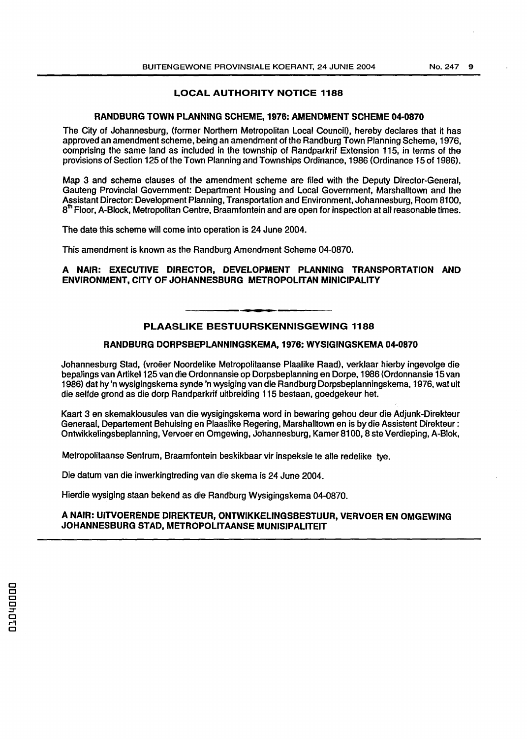## LOCAL AUTHORITY NOTICE 1188

### RANDBURG TOWN PLANNING SCHEME, 1976: AMENDMENT SCHEME 04-0870

The City of Johannesburg, (former Northern Metropolitan Local Council), hereby declares that it has approved an amendment scheme, being an amendment of the Randburg Town Planning Scheme, 1976, comprising the same land as included in the township of Randparkrif Extension 115, in terms of the provisions of Section 125 of the Town Planning and Townships Ordinance, 1986 (Ordinance 15 of 1986).

Map 3 and scheme clauses of the amendment scheme are filed with the Deputy Director-General, Gauteng Provincial Government: Department Housing and Local Government, Marshalltown and the Assistant Director: Development Planning, Transportation and Environment, Johannesburg, Room 8100, 8th Floor, A-Block, Metropolitan Centre, Braamfontein and are open for inspection at all reasonable times.

The date this scheme will come into operation is 24 June 2004.

This amendment is known as the Randburg Amendment Scheme 04-0870.

**A NAIR: EXECUTIVE DIRECTOR, DEVELOPMENT PLANNING TRANSPORTATION AND ENVIRONMENT, CITY OF JOHANNESBURG METROPOLITAN MINICIPALITY**

---

## PLAASLIKE BESTUURSKENNISGEWING 1188

### RANDBURG DORPSBEPLANNINGSKEMA, 1976: WYSIGINGSKEMA 04-0870

Johannesburg Stad, (vroëer Noordelike Metropolitaanse Plaalike Raad), verklaar hierby ingevolge die bepalings van Artikel 125 van die Ordonnansie op Dorpsbeplanning en Dorpe, 1986 (Ordonnansie 15 van 1986) dat hy 'n wysigingskema synde 'n wysiging van die Randburg Dorpsbeplanningskema, 1976, wat uit die selfde grond as die dorp Randparkrif uitbreiding 115 bestaan, goedgekeur het.

Kaart 3 en skemaklousules van die wysigingskema word in bewaring gehou deur die Adjunk-Direkteur Generaal, Departement Behuising en Plaaslike Regering, Marshalltown en is by die Assistent Direkteur: Ontwikkelingsbeplanning, Vervoer en Omgewing, Johannesburg, Kamer 8100, 8 ste Verdieping, A-Blok,

Metropolitaanse Sentrum, Braamfontein beskikbaar vir inspeksie te alle redelike tye.

Die datum van die inwerkingtreding van die skema is 24 June 2004.

Hierdie wysiging staan bekend as die Randburg Wysigingskema 04-0870.

**A NAIR: UITVOERENDE DIREKTEUR, ONTWIKKELINGSBESTUUR, VERVOER EN OMGEWING JOHANNESBURG STAD, METROPOLITAANSE MUNISIPALITEIT**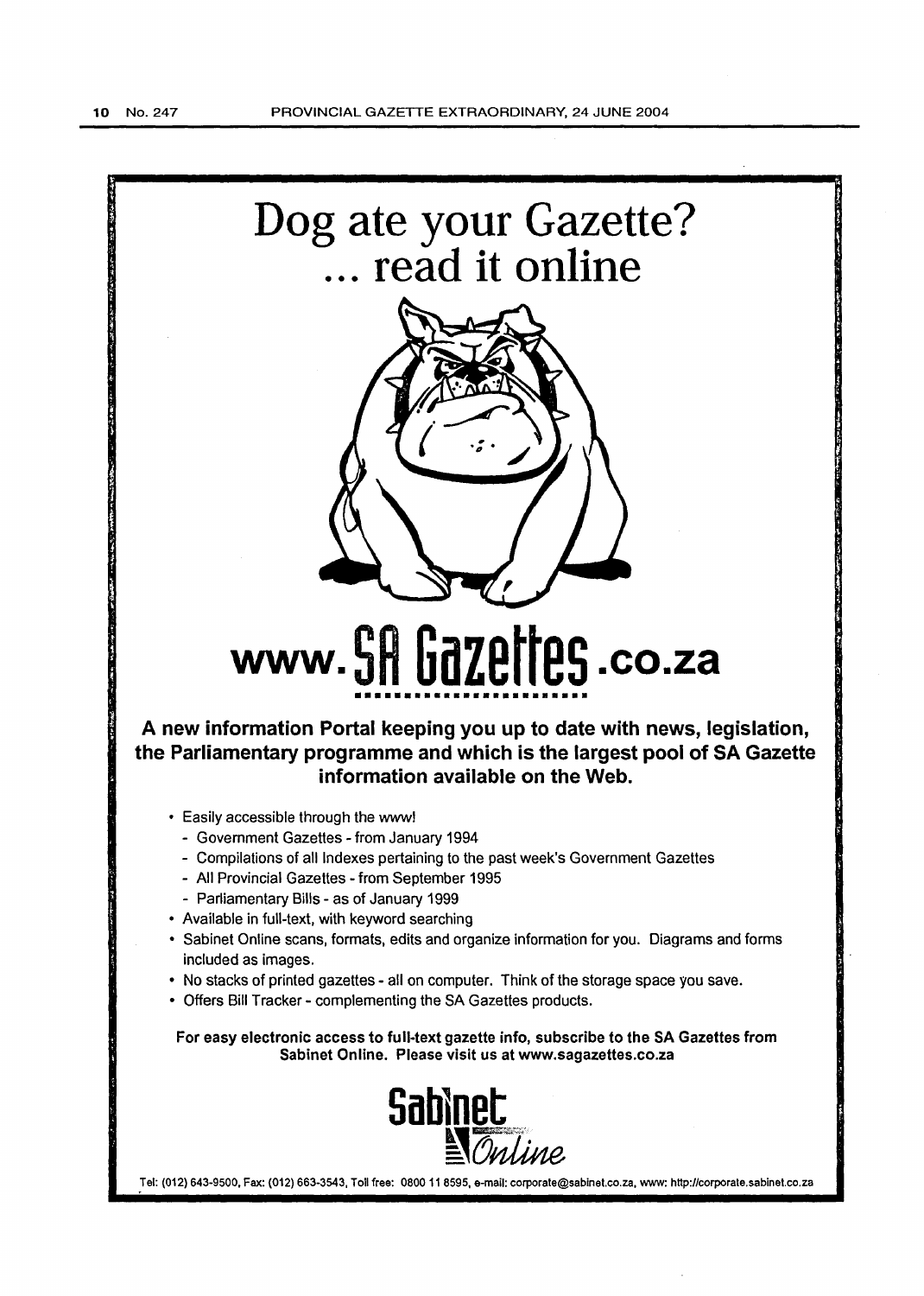# Dog ate your Gazette?
# ... read it online

# www.SA Gazettes.co.za

**A new information Portal keeping you up to date with news, legislation, the Parliamentary programme and which is the largest pool of SA Gazette information available on the Web.**

- Easily accessible through the www!
  - Government Gazettes - from January 1994
  - Compilations of all Indexes pertaining to the past week's Government Gazettes
  - All Provincial Gazettes - from September 1995
  - Parliamentary Bills - as of January 1999
- Available in full-text, with keyword searching
- Sabinet Online scans, formats, edits and organize information for you. Diagrams and forms included as images.
- No stacks of printed gazettes - all on computer. Think of the storage space you save.
- Offers Bill Tracker - complementing the SA Gazettes products.

**For easy electronic access to full-text gazette info, subscribe to the SA Gazettes from Sabinet Online. Please visit us at www.sagazettes.co.za**

Sabinet Online

Tel: (012) 643-9500, Fax: (012) 663-3543, Toll free: 0800 11 8595, e-mail: corporate@sabinet.co.za, www: http://corporate.sabinet.co.za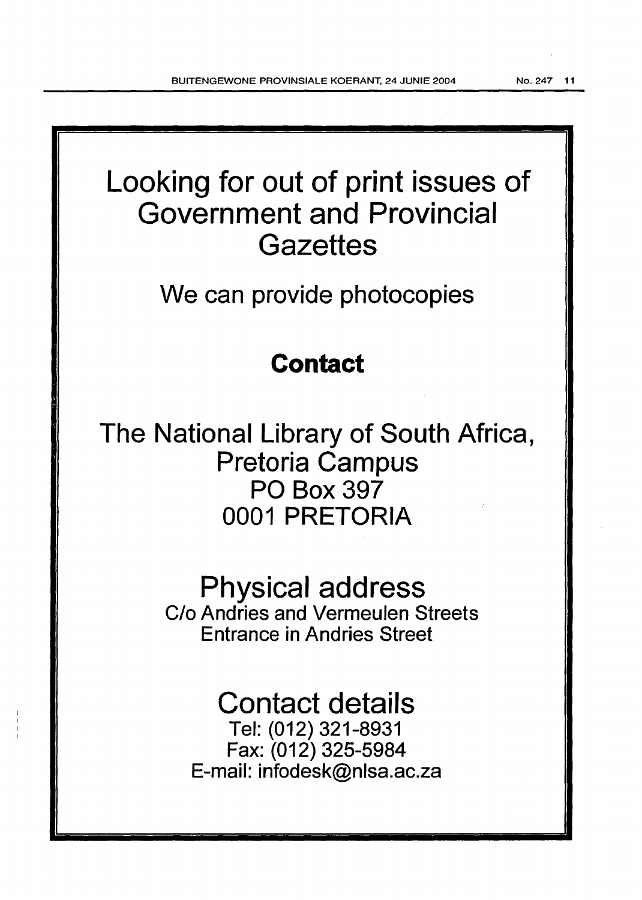# Looking for out of print issues of Government and Provincial Gazettes

We can provide photocopies

**Contact**

The National Library of South Africa,
Pretoria Campus
PO Box 397
0001 PRETORIA

## Physical address

C/o Andries and Vermeulen Streets
Entrance in Andries Street

## Contact details

Tel: (012) 321-8931
Fax: (012) 325-5984
E-mail: infodesk@nlsa.ac.za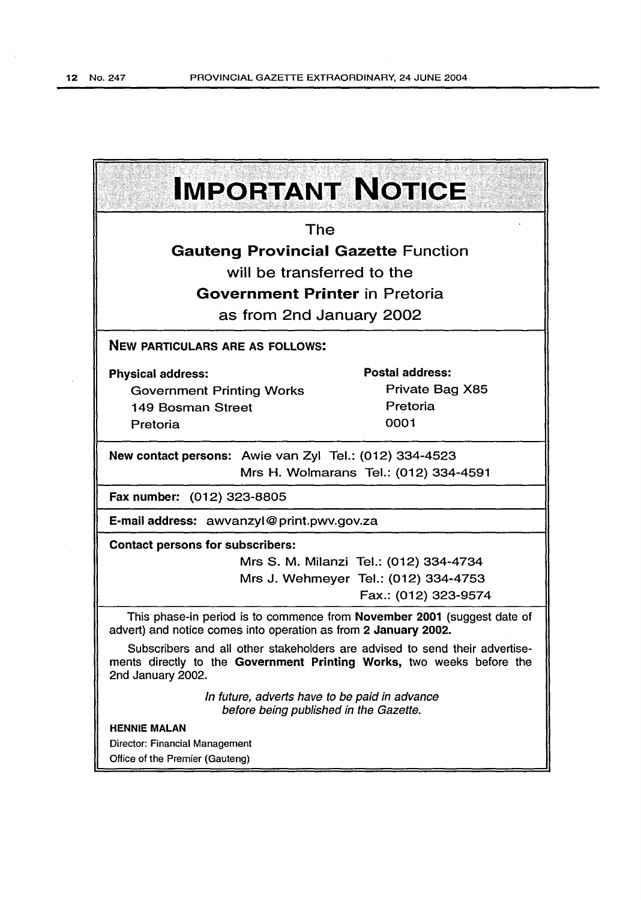# IMPORTANT NOTICE

The

**Gauteng Provincial Gazette** Function

will be transferred to the

**Government Printer** in Pretoria

as from 2nd January 2002

**NEW PARTICULARS ARE AS FOLLOWS:**

**Physical address:**
Government Printing Works
149 Bosman Street
Pretoria

**Postal address:**
Private Bag X85
Pretoria
0001

**New contact persons:** Awie van Zyl Tel.: (012) 334-4523
Mrs H. Wolmarans Tel.: (012) 334-4591

**Fax number:** (012) 323-8805

**E-mail address:** awvanzyl@print.pwv.gov.za

**Contact persons for subscribers:**
Mrs S. M. Milanzi Tel.: (012) 334-4734
Mrs J. Wehmeyer Tel.: (012) 334-4753
Fax.: (012) 323-9574

This phase-in period is to commence from **November 2001** (suggest date of advert) and notice comes into operation as from **2 January 2002.**

Subscribers and all other stakeholders are advised to send their advertisements directly to the **Government Printing Works,** two weeks before the 2nd January 2002.

*In future, adverts have to be paid in advance before being published in the Gazette.*

**HENNIE MALAN**
Director: Financial Management
Office of the Premier (Gauteng)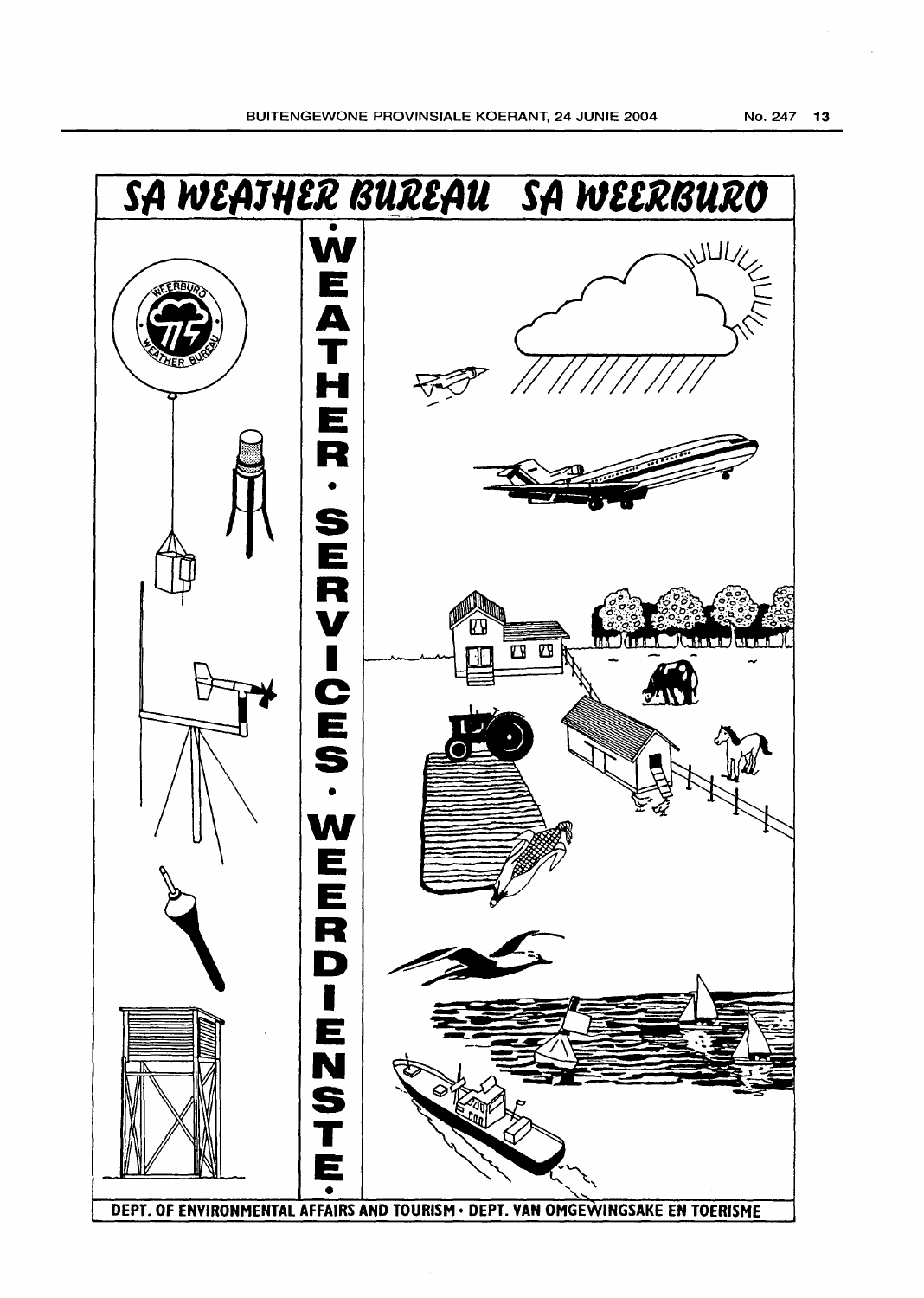# SA WEATHER BUREAU SA WEERBURO

WEATHER • SERVICES • WEERDIENSTE

DEPT. OF ENVIRONMENTAL AFFAIRS AND TOURISM • DEPT. VAN OMGEWINGSAKE EN TOERISME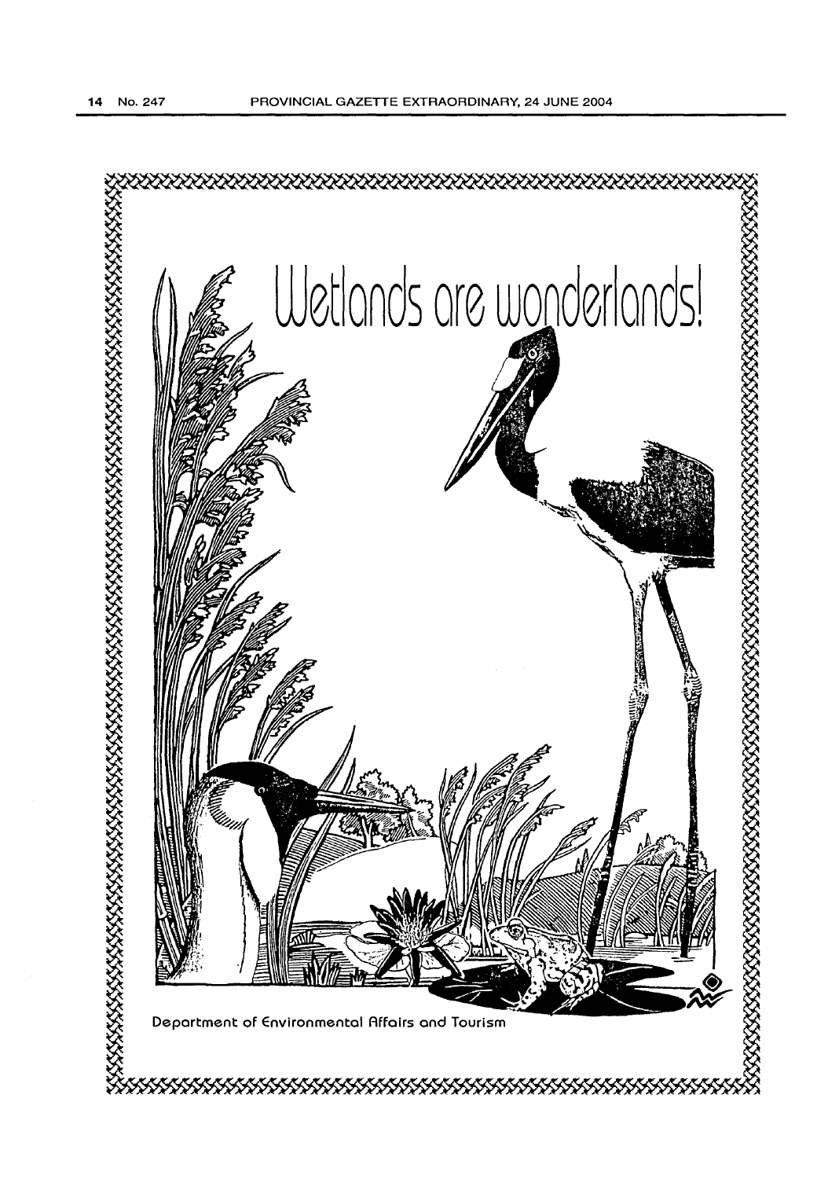Wetlands are wonderlands!

Department of Environmental Affairs and Tourism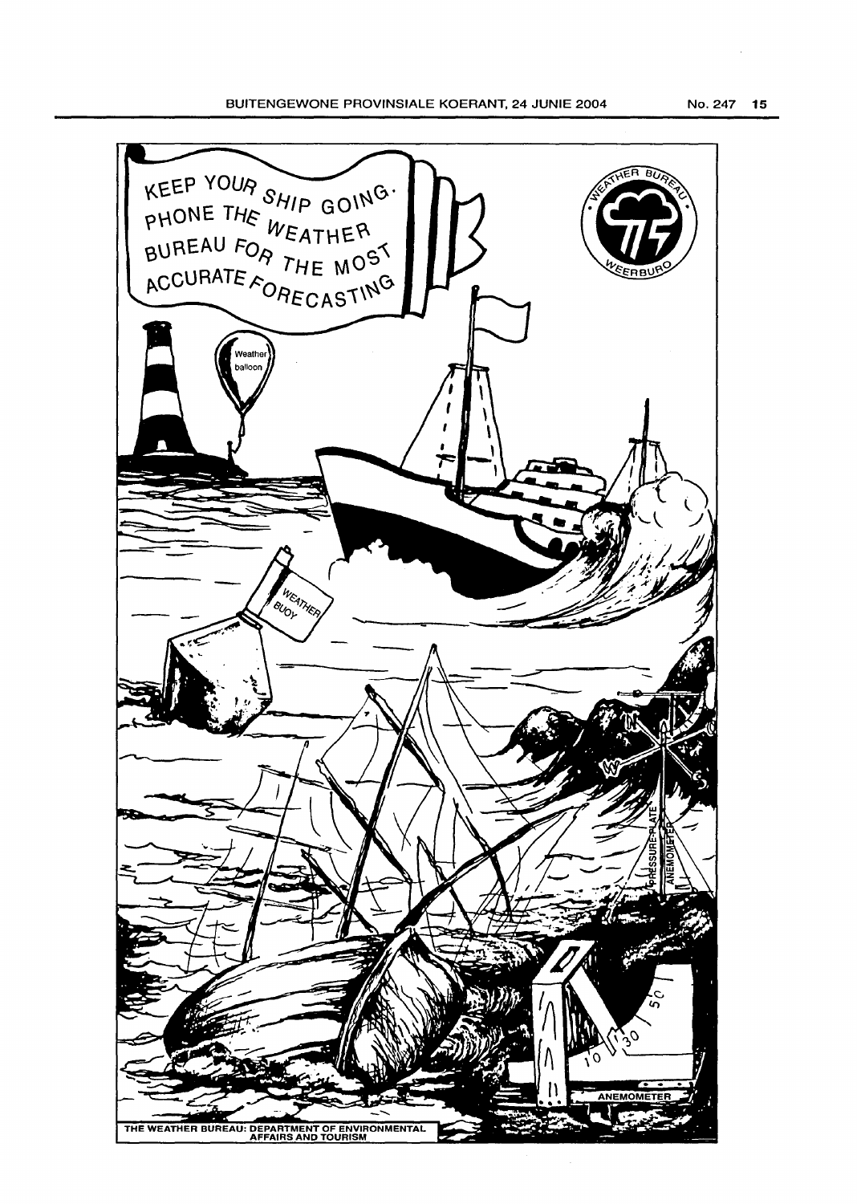KEEP YOUR SHIP GOING. PHONE THE WEATHER BUREAU FOR THE MOST ACCURATE FORECASTING

WEATHER BUREAU · WEERBURO

Weather balloon

WEATHER BUOY

PRESSURE-PLATE ANEMOMETER

ANEMOMETER

THE WEATHER BUREAU: DEPARTMENT OF ENVIRONMENTAL AFFAIRS AND TOURISM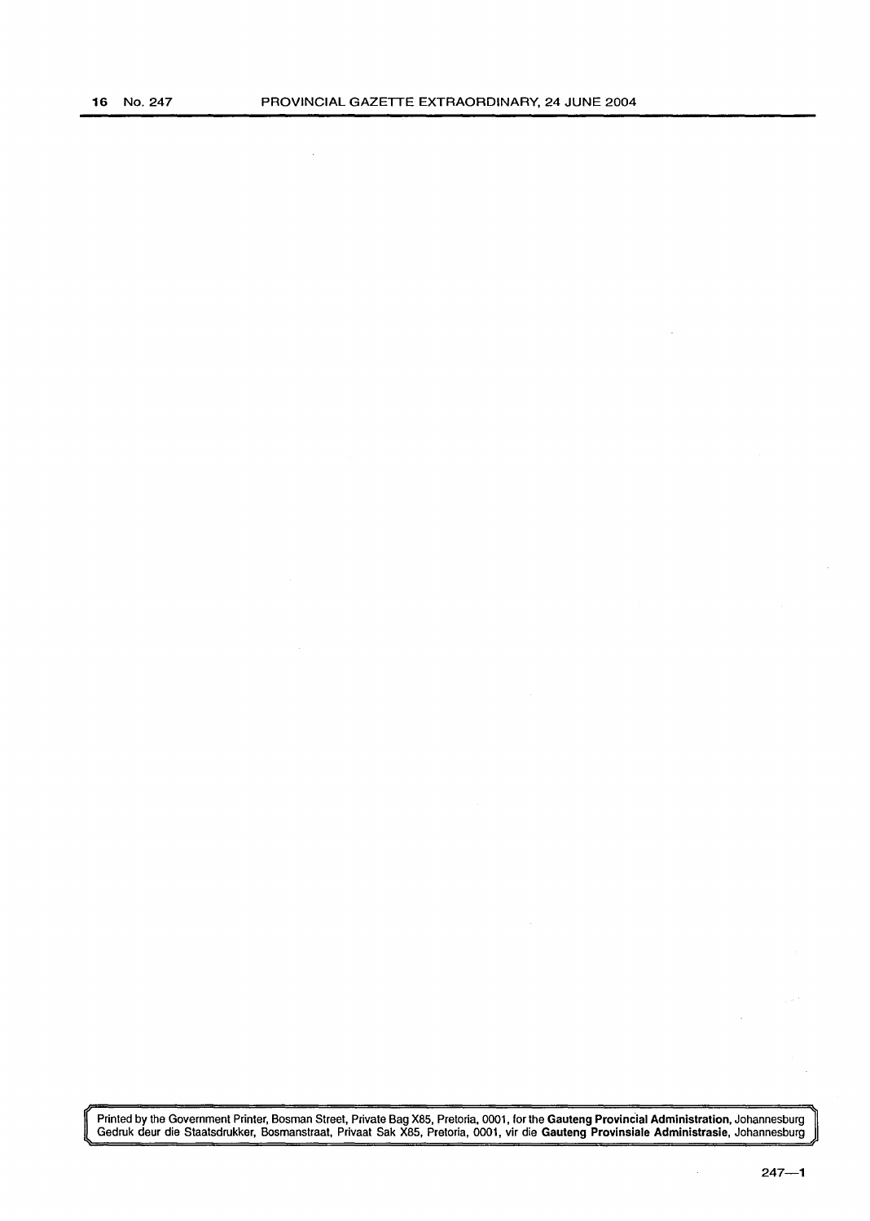Printed by the Government Printer, Bosman Street, Private Bag X85, Pretoria, 0001, for the **Gauteng Provincial Administration**, Johannesburg
Gedruk deur die Staatsdrukker, Bosmanstraat, Privaat Sak X85, Pretoria, 0001, vir die **Gauteng Provinsiale Administrasie**, Johannesburg

247—1